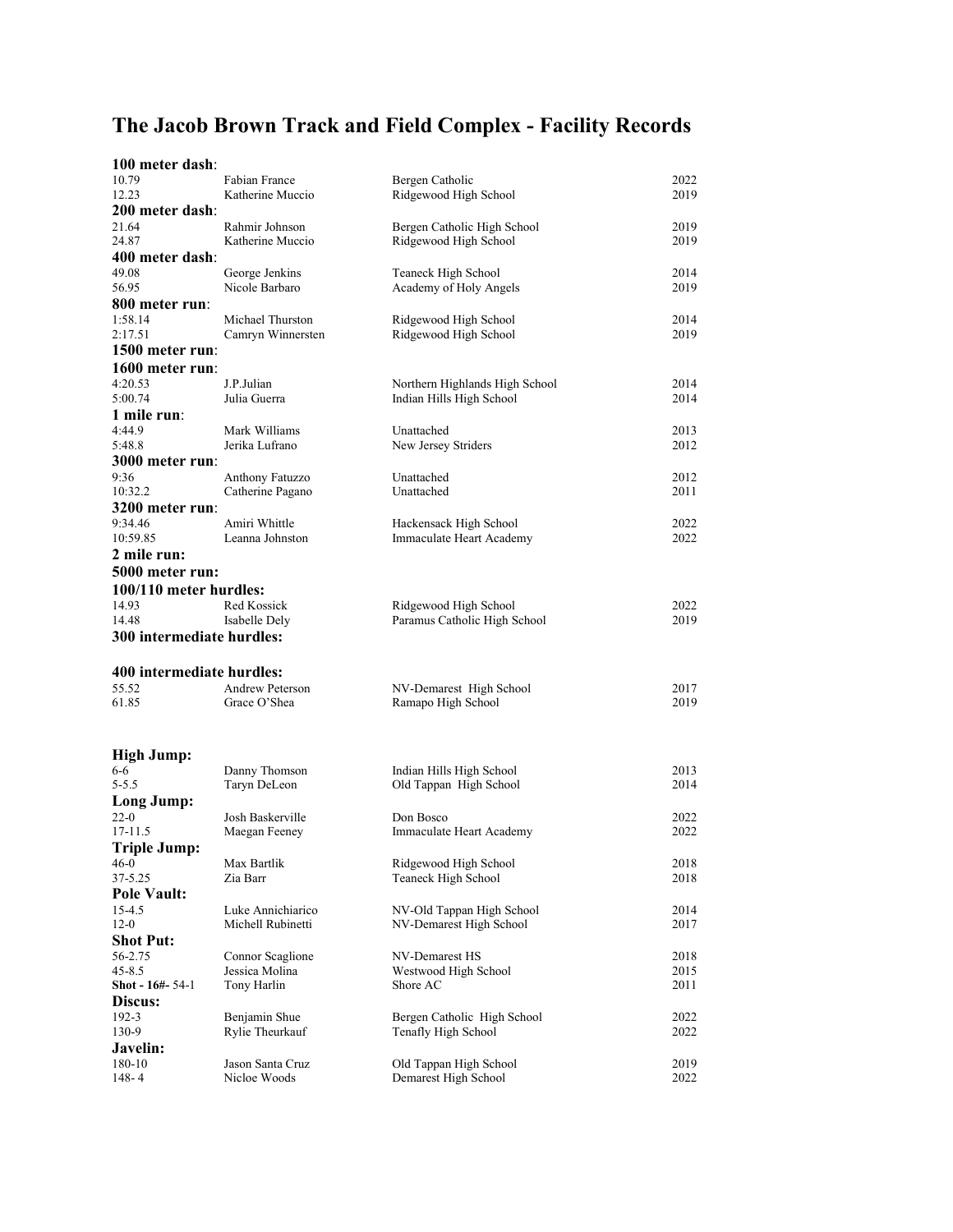# The Jacob Brown Track and Field Complex - Facility Records

**100 meter dash**:

| | | | |
|---|---|---|---|
| 10.79 | Fabian France | Bergen Catholic | 2022 |
| 12.23 | Katherine Muccio | Ridgewood High School | 2019 |

**200 meter dash**:

| | | | |
|---|---|---|---|
| 21.64 | Rahmir Johnson | Bergen Catholic High School | 2019 |
| 24.87 | Katherine Muccio | Ridgewood High School | 2019 |

**400 meter dash**:

| | | | |
|---|---|---|---|
| 49.08 | George Jenkins | Teaneck High School | 2014 |
| 56.95 | Nicole Barbaro | Academy of Holy Angels | 2019 |

**800 meter run**:

| | | | |
|---|---|---|---|
| 1:58.14 | Michael Thurston | Ridgewood High School | 2014 |
| 2:17.51 | Camryn Winnersten | Ridgewood High School | 2019 |

**1500 meter run**:

**1600 meter run**:

| | | | |
|---|---|---|---|
| 4:20.53 | J.P.Julian | Northern Highlands High School | 2014 |
| 5:00.74 | Julia Guerra | Indian Hills High School | 2014 |

**1 mile run**:

| | | | |
|---|---|---|---|
| 4:44.9 | Mark Williams | Unattached | 2013 |
| 5:48.8 | Jerika Lufrano | New Jersey Striders | 2012 |

**3000 meter run**:

| | | | |
|---|---|---|---|
| 9:36 | Anthony Fatuzzo | Unattached | 2012 |
| 10:32.2 | Catherine Pagano | Unattached | 2011 |

**3200 meter run**:

| | | | |
|---|---|---|---|
| 9:34.46 | Amiri Whittle | Hackensack High School | 2022 |
| 10:59.85 | Leanna Johnston | Immaculate Heart Academy | 2022 |

**2 mile run:**

**5000 meter run:**

**100/110 meter hurdles:**

| | | | |
|---|---|---|---|
| 14.93 | Red Kossick | Ridgewood High School | 2022 |
| 14.48 | Isabelle Dely | Paramus Catholic High School | 2019 |

**300 intermediate hurdles:**

**400 intermediate hurdles:**

| | | | |
|---|---|---|---|
| 55.52 | Andrew Peterson | NV-Demarest High School | 2017 |
| 61.85 | Grace O'Shea | Ramapo High School | 2019 |

**High Jump:**

| | | | |
|---|---|---|---|
| 6-6 | Danny Thomson | Indian Hills High School | 2013 |
| 5-5.5 | Taryn DeLeon | Old Tappan High School | 2014 |

**Long Jump:**

| | | | |
|---|---|---|---|
| 22-0 | Josh Baskerville | Don Bosco | 2022 |
| 17-11.5 | Maegan Feeney | Immaculate Heart Academy | 2022 |

**Triple Jump:**

| | | | |
|---|---|---|---|
| 46-0 | Max Bartlik | Ridgewood High School | 2018 |
| 37-5.25 | Zia Barr | Teaneck High School | 2018 |

**Pole Vault:**

| | | | |
|---|---|---|---|
| 15-4.5 | Luke Annichiarico | NV-Old Tappan High School | 2014 |
| 12-0 | Michell Rubinetti | NV-Demarest High School | 2017 |

**Shot Put:**

| | | | |
|---|---|---|---|
| 56-2.75 | Connor Scaglione | NV-Demarest HS | 2018 |
| 45-8.5 | Jessica Molina | Westwood High School | 2015 |
| **Shot - 16#-** 54-1 | Tony Harlin | Shore AC | 2011 |

**Discus:**

| | | | |
|---|---|---|---|
| 192-3 | Benjamin Shue | Bergen Catholic High School | 2022 |
| 130-9 | Rylie Theurkauf | Tenafly High School | 2022 |

**Javelin:**

| | | | |
|---|---|---|---|
| 180-10 | Jason Santa Cruz | Old Tappan High School | 2019 |
| 148- 4 | Nicloe Woods | Demarest High School | 2022 |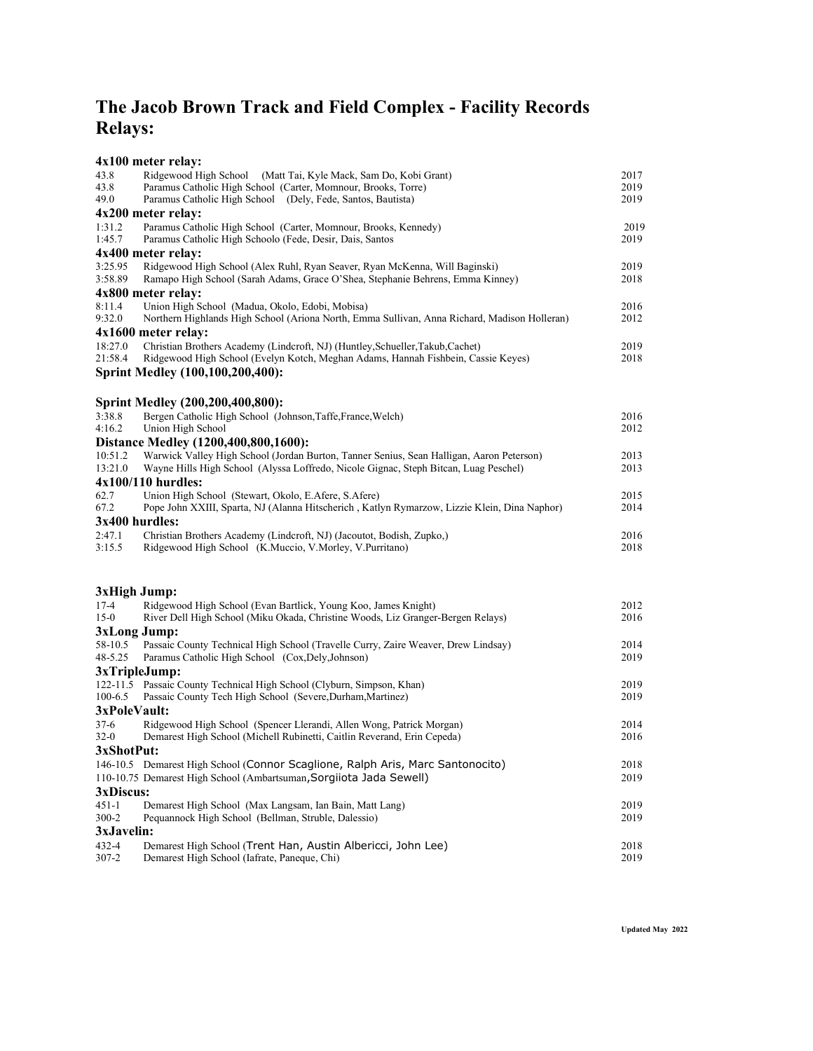# The Jacob Brown Track and Field Complex - Facility Records
# Relays:

### 4x100 meter relay:

| | | |
|---|---|---|
| 43.8 | Ridgewood High School (Matt Tai, Kyle Mack, Sam Do, Kobi Grant) | 2017 |
| 43.8 | Paramus Catholic High School (Carter, Momnour, Brooks, Torre) | 2019 |
| 49.0 | Paramus Catholic High School (Dely, Fede, Santos, Bautista) | 2019 |

### 4x200 meter relay:

| | | |
|---|---|---|
| 1:31.2 | Paramus Catholic High School (Carter, Momnour, Brooks, Kennedy) | 2019 |
| 1:45.7 | Paramus Catholic High Schoolo (Fede, Desir, Dais, Santos | 2019 |

### 4x400 meter relay:

| | | |
|---|---|---|
| 3:25.95 | Ridgewood High School (Alex Ruhl, Ryan Seaver, Ryan McKenna, Will Baginski) | 2019 |
| 3:58.89 | Ramapo High School (Sarah Adams, Grace O'Shea, Stephanie Behrens, Emma Kinney) | 2018 |

### 4x800 meter relay:

| | | |
|---|---|---|
| 8:11.4 | Union High School (Madua, Okolo, Edobi, Mobisa) | 2016 |
| 9:32.0 | Northern Highlands High School (Ariona North, Emma Sullivan, Anna Richard, Madison Holleran) | 2012 |

### 4x1600 meter relay:

| | | |
|---|---|---|
| 18:27.0 | Christian Brothers Academy (Lindcroft, NJ) (Huntley,Schueller,Takub,Cachet) | 2019 |
| 21:58.4 | Ridgewood High School (Evelyn Kotch, Meghan Adams, Hannah Fishbein, Cassie Keyes) | 2018 |

### Sprint Medley (100,100,200,400):

### Sprint Medley (200,200,400,800):

| | | |
|---|---|---|
| 3:38.8 | Bergen Catholic High School (Johnson,Taffe,France,Welch) | 2016 |
| 4:16.2 | Union High School | 2012 |

### Distance Medley (1200,400,800,1600):

| | | |
|---|---|---|
| 10:51.2 | Warwick Valley High School (Jordan Burton, Tanner Senius, Sean Halligan, Aaron Peterson) | 2013 |
| 13:21.0 | Wayne Hills High School (Alyssa Loffredo, Nicole Gignac, Steph Bitcan, Luag Peschel) | 2013 |

### 4x100/110 hurdles:

| | | |
|---|---|---|
| 62.7 | Union High School (Stewart, Okolo, E.Afere, S.Afere) | 2015 |
| 67.2 | Pope John XXIII, Sparta, NJ (Alanna Hitscherich , Katlyn Rymarzow, Lizzie Klein, Dina Naphor) | 2014 |

### 3x400 hurdles:

| | | |
|---|---|---|
| 2:47.1 | Christian Brothers Academy (Lindcroft, NJ) (Jacoutot, Bodish, Zupko,) | 2016 |
| 3:15.5 | Ridgewood High School (K.Muccio, V.Morley, V.Purritano) | 2018 |

### 3xHigh Jump:

| | | |
|---|---|---|
| 17-4 | Ridgewood High School (Evan Bartlick, Young Koo, James Knight) | 2012 |
| 15-0 | River Dell High School (Miku Okada, Christine Woods, Liz Granger-Bergen Relays) | 2016 |

### 3xLong Jump:

| | | |
|---|---|---|
| 58-10.5 | Passaic County Technical High School (Travelle Curry, Zaire Weaver, Drew Lindsay) | 2014 |
| 48-5.25 | Paramus Catholic High School (Cox,Dely,Johnson) | 2019 |

### 3xTripleJump:

| | | |
|---|---|---|
| 122-11.5 | Passaic County Technical High School (Clyburn, Simpson, Khan) | 2019 |
| 100-6.5 | Passaic County Tech High School (Severe,Durham,Martinez) | 2019 |

### 3xPoleVault:

| | | |
|---|---|---|
| 37-6 | Ridgewood High School (Spencer Llerandi, Allen Wong, Patrick Morgan) | 2014 |
| 32-0 | Demarest High School (Michell Rubinetti, Caitlin Reverand, Erin Cepeda) | 2016 |

### 3xShotPut:

| | | |
|---|---|---|
| 146-10.5 | Demarest High School (Connor Scaglione, Ralph Aris, Marc Santonocito) | 2018 |
| 110-10.75 | Demarest High School (Ambartsuman,Sorgiiota Jada Sewell) | 2019 |

### 3xDiscus:

| | | |
|---|---|---|
| 451-1 | Demarest High School (Max Langsam, Ian Bain, Matt Lang) | 2019 |
| 300-2 | Pequannock High School (Bellman, Struble, Dalessio) | 2019 |

### 3xJavelin:

| | | |
|---|---|---|
| 432-4 | Demarest High School (Trent Han, Austin Albericci, John Lee) | 2018 |
| 307-2 | Demarest High School (Iafrate, Paneque, Chi) | 2019 |

**Updated May 2022**